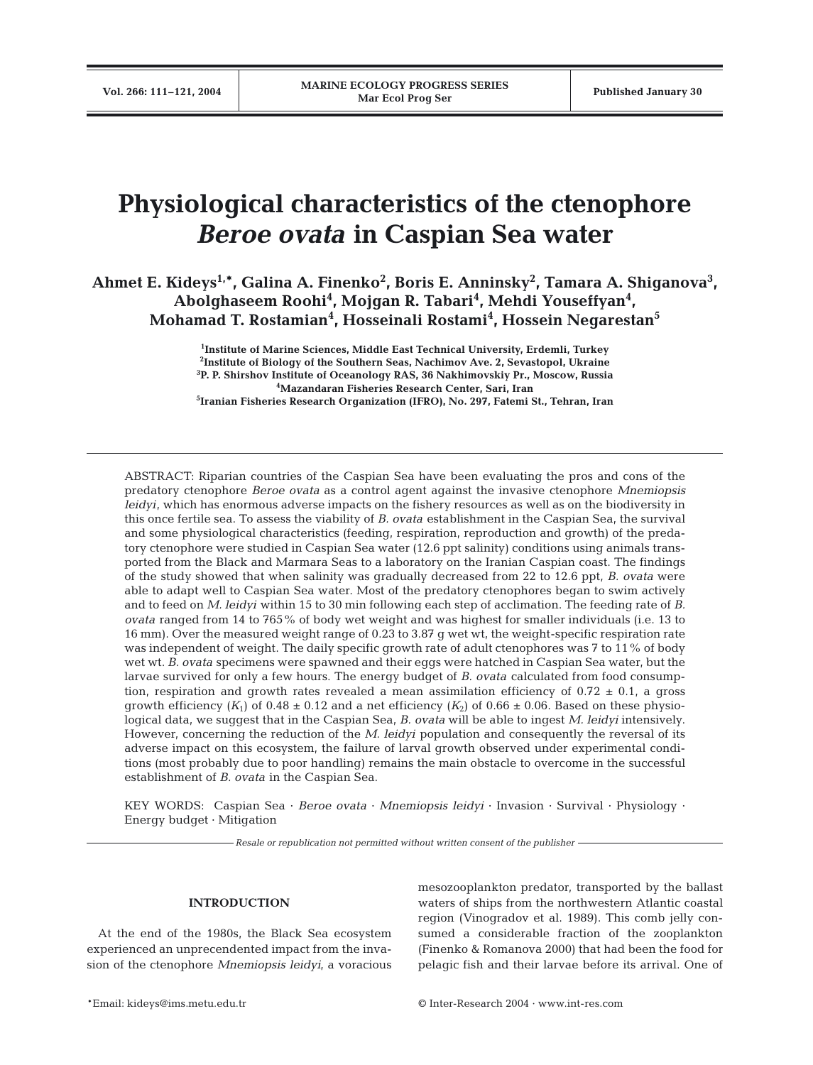# Physiological characteristics of the ctenophore *Beroe ovata* in Caspian Sea water

**Ahmet E. Kideys[1,*], Galina A. Finenko[2], Boris E. Anninsky[2], Tamara A. Shiganova[3], Abolghaseem Roohi[4], Mojgan R. Tabari[4], Mehdi Youseffyan[4], Mohamad T. Rostamian[4], Hosseinali Rostami[4], Hossein Negarestan[5]**

[1]Institute of Marine Sciences, Middle East Technical University, Erdemli, Turkey
[2]Institute of Biology of the Southern Seas, Nachimov Ave. 2, Sevastopol, Ukraine
[3]P. P. Shirshov Institute of Oceanology RAS, 36 Nakhimovskiy Pr., Moscow, Russia
[4]Mazandaran Fisheries Research Center, Sari, Iran
[5]Iranian Fisheries Research Organization (IFRO), No. 297, Fatemi St., Tehran, Iran

ABSTRACT: Riparian countries of the Caspian Sea have been evaluating the pros and cons of the predatory ctenophore *Beroe ovata* as a control agent against the invasive ctenophore *Mnemiopsis leidyi*, which has enormous adverse impacts on the fishery resources as well as on the biodiversity in this once fertile sea. To assess the viability of *B. ovata* establishment in the Caspian Sea, the survival and some physiological characteristics (feeding, respiration, reproduction and growth) of the predatory ctenophore were studied in Caspian Sea water (12.6 ppt salinity) conditions using animals transported from the Black and Marmara Seas to a laboratory on the Iranian Caspian coast. The findings of the study showed that when salinity was gradually decreased from 22 to 12.6 ppt, *B. ovata* were able to adapt well to Caspian Sea water. Most of the predatory ctenophores began to swim actively and to feed on *M. leidyi* within 15 to 30 min following each step of acclimation. The feeding rate of *B. ovata* ranged from 14 to 765% of body wet weight and was highest for smaller individuals (i.e. 13 to 16 mm). Over the measured weight range of 0.23 to 3.87 g wet wt, the weight-specific respiration rate was independent of weight. The daily specific growth rate of adult ctenophores was 7 to 11% of body wet wt. *B. ovata* specimens were spawned and their eggs were hatched in Caspian Sea water, but the larvae survived for only a few hours. The energy budget of *B. ovata* calculated from food consumption, respiration and growth rates revealed a mean assimilation efficiency of 0.72 ± 0.1, a gross growth efficiency ($K_1$) of 0.48 ± 0.12 and a net efficiency ($K_2$) of 0.66 ± 0.06. Based on these physiological data, we suggest that in the Caspian Sea, *B. ovata* will be able to ingest *M. leidyi* intensively. However, concerning the reduction of the *M. leidyi* population and consequently the reversal of its adverse impact on this ecosystem, the failure of larval growth observed under experimental conditions (most probably due to poor handling) remains the main obstacle to overcome in the successful establishment of *B. ovata* in the Caspian Sea.

KEY WORDS: Caspian Sea · *Beroe ovata* · *Mnemiopsis leidyi* · Invasion · Survival · Physiology · Energy budget · Mitigation

*Resale or republication not permitted without written consent of the publisher*

## INTRODUCTION

At the end of the 1980s, the Black Sea ecosystem experienced an unprecendented impact from the invasion of the ctenophore *Mnemiopsis leidyi*, a voracious mesozooplankton predator, transported by the ballast waters of ships from the northwestern Atlantic coastal region (Vinogradov et al. 1989). This comb jelly consumed a considerable fraction of the zooplankton (Finenko & Romanova 2000) that had been the food for pelagic fish and their larvae before its arrival. One of

*Email: kideys@ims.metu.edu.tr

© Inter-Research 2004 · www.int-res.com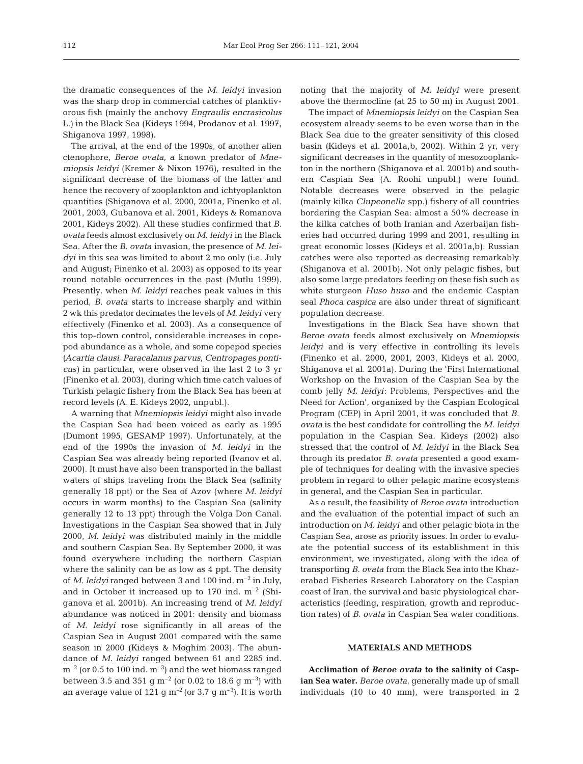the dramatic consequences of the *M. leidyi* invasion was the sharp drop in commercial catches of planktivorous fish (mainly the anchovy *Engraulis encrasicolus* L.) in the Black Sea (Kideys 1994, Prodanov et al. 1997, Shiganova 1997, 1998).

The arrival, at the end of the 1990s, of another alien ctenophore, *Beroe ovata*, a known predator of *Mnemiopsis leidyi* (Kremer & Nixon 1976), resulted in the significant decrease of the biomass of the latter and hence the recovery of zooplankton and ichtyoplankton quantities (Shiganova et al. 2000, 2001a, Finenko et al. 2001, 2003, Gubanova et al. 2001, Kideys & Romanova 2001, Kideys 2002). All these studies confirmed that *B. ovata* feeds almost exclusively on *M. leidyi* in the Black Sea. After the *B. ovata* invasion, the presence of *M. leidyi* in this sea was limited to about 2 mo only (i.e. July and August; Finenko et al. 2003) as opposed to its year round notable occurrences in the past (Mutlu 1999). Presently, when *M. leidyi* reaches peak values in this period, *B. ovata* starts to increase sharply and within 2 wk this predator decimates the levels of *M. leidyi* very effectively (Finenko et al. 2003). As a consequence of this top-down control, considerable increases in copepod abundance as a whole, and some copepod species (*Acartia clausi*, *Paracalanus parvus*, *Centropages ponticus*) in particular, were observed in the last 2 to 3 yr (Finenko et al. 2003), during which time catch values of Turkish pelagic fishery from the Black Sea has been at record levels (A. E. Kideys 2002, unpubl.).

A warning that *Mnemiopsis leidyi* might also invade the Caspian Sea had been voiced as early as 1995 (Dumont 1995, GESAMP 1997). Unfortunately, at the end of the 1990s the invasion of *M. leidyi* in the Caspian Sea was already being reported (Ivanov et al. 2000). It must have also been transported in the ballast waters of ships traveling from the Black Sea (salinity generally 18 ppt) or the Sea of Azov (where *M. leidyi* occurs in warm months) to the Caspian Sea (salinity generally 12 to 13 ppt) through the Volga Don Canal. Investigations in the Caspian Sea showed that in July 2000, *M. leidyi* was distributed mainly in the middle and southern Caspian Sea. By September 2000, it was found everywhere including the northern Caspian where the salinity can be as low as 4 ppt. The density of *M. leidyi* ranged between 3 and 100 ind. $m^{-2}$ in July, and in October it increased up to 170 ind. $m^{-2}$ (Shiganova et al. 2001b). An increasing trend of *M. leidyi* abundance was noticed in 2001: density and biomass of *M. leidyi* rose significantly in all areas of the Caspian Sea in August 2001 compared with the same season in 2000 (Kideys & Moghim 2003). The abundance of *M. leidyi* ranged between 61 and 2285 ind. $m^{-2}$ (or 0.5 to 100 ind. $m^{-3}$) and the wet biomass ranged between 3.5 and 351 g $m^{-2}$ (or 0.02 to 18.6 g $m^{-3}$) with an average value of 121 g $m^{-2}$ (or 3.7 g $m^{-3}$). It is worth noting that the majority of *M. leidyi* were present above the thermocline (at 25 to 50 m) in August 2001.

The impact of *Mnemiopsis leidyi* on the Caspian Sea ecosystem already seems to be even worse than in the Black Sea due to the greater sensitivity of this closed basin (Kideys et al. 2001a,b, 2002). Within 2 yr, very significant decreases in the quantity of mesozooplankton in the northern (Shiganova et al. 2001b) and southern Caspian Sea (A. Roohi unpubl.) were found. Notable decreases were observed in the pelagic (mainly kilka *Clupeonella* spp.) fishery of all countries bordering the Caspian Sea: almost a 50% decrease in the kilka catches of both Iranian and Azerbaijan fisheries had occurred during 1999 and 2001, resulting in great economic losses (Kideys et al. 2001a,b). Russian catches were also reported as decreasing remarkably (Shiganova et al. 2001b). Not only pelagic fishes, but also some large predators feeding on these fish such as white sturgeon *Huso huso* and the endemic Caspian seal *Phoca caspica* are also under threat of significant population decrease.

Investigations in the Black Sea have shown that *Beroe ovata* feeds almost exclusively on *Mnemiopsis leidyi* and is very effective in controlling its levels (Finenko et al. 2000, 2001, 2003, Kideys et al. 2000, Shiganova et al. 2001a). During the 'First International Workshop on the Invasion of the Caspian Sea by the comb jelly *M. leidyi*: Problems, Perspectives and the Need for Action', organized by the Caspian Ecological Program (CEP) in April 2001, it was concluded that *B. ovata* is the best candidate for controlling the *M. leidyi* population in the Caspian Sea. Kideys (2002) also stressed that the control of *M. leidyi* in the Black Sea through its predator *B. ovata* presented a good example of techniques for dealing with the invasive species problem in regard to other pelagic marine ecosystems in general, and the Caspian Sea in particular.

As a result, the feasibility of *Beroe ovata* introduction and the evaluation of the potential impact of such an introduction on *M. leidyi* and other pelagic biota in the Caspian Sea, arose as priority issues. In order to evaluate the potential success of its establishment in this environment, we investigated, along with the idea of transporting *B. ovata* from the Black Sea into the Khazerabad Fisheries Research Laboratory on the Caspian coast of Iran, the survival and basic physiological characteristics (feeding, respiration, growth and reproduction rates) of *B. ovata* in Caspian Sea water conditions.

## MATERIALS AND METHODS

**Acclimation of *Beroe ovata* to the salinity of Caspian Sea water.** *Beroe ovata*, generally made up of small individuals (10 to 40 mm), were transported in 2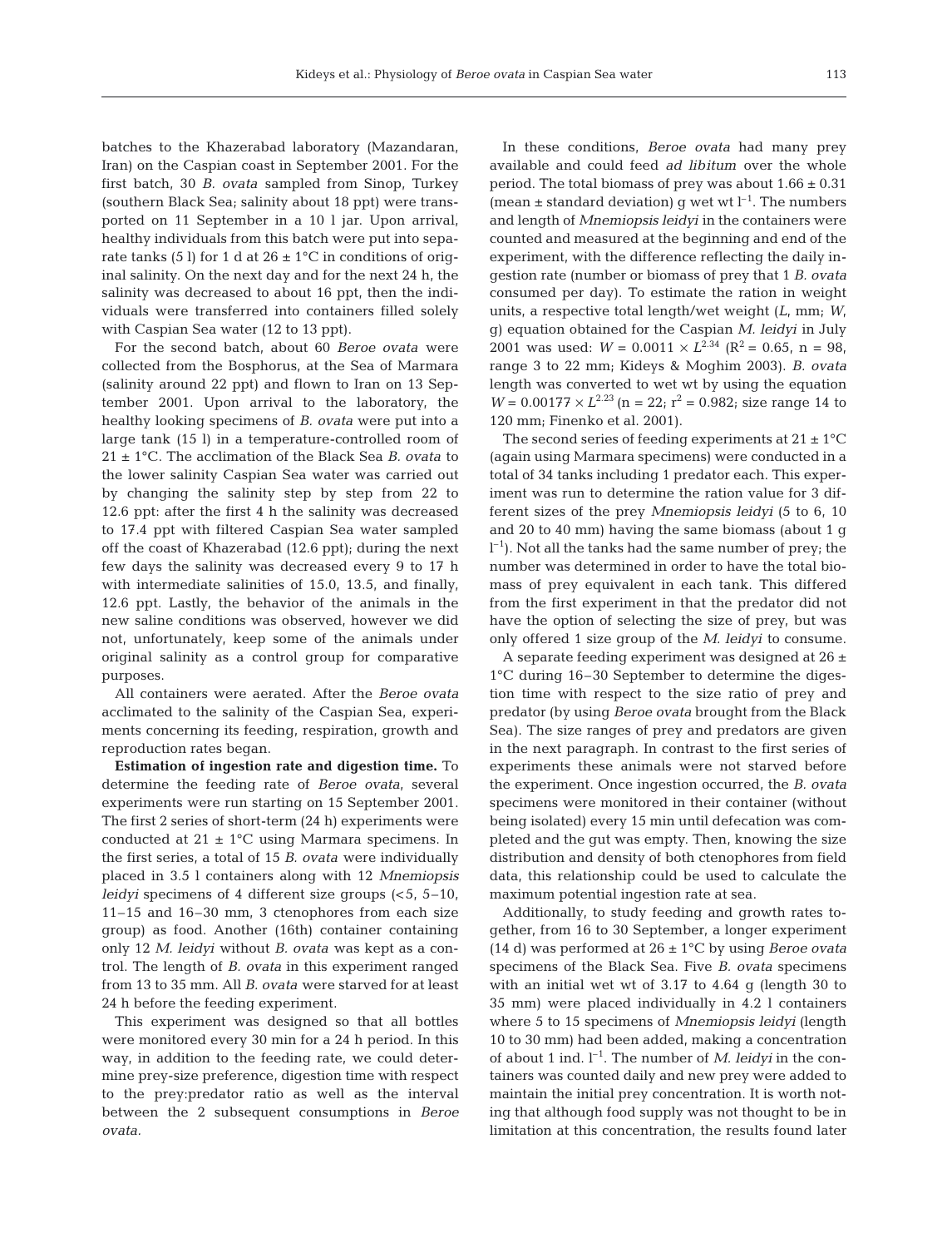batches to the Khazerabad laboratory (Mazandaran, Iran) on the Caspian coast in September 2001. For the first batch, 30 *B. ovata* sampled from Sinop, Turkey (southern Black Sea; salinity about 18 ppt) were transported on 11 September in a 10 l jar. Upon arrival, healthy individuals from this batch were put into separate tanks (5 l) for 1 d at 26 ± 1°C in conditions of original salinity. On the next day and for the next 24 h, the salinity was decreased to about 16 ppt, then the individuals were transferred into containers filled solely with Caspian Sea water (12 to 13 ppt).

For the second batch, about 60 *Beroe ovata* were collected from the Bosphorus, at the Sea of Marmara (salinity around 22 ppt) and flown to Iran on 13 September 2001. Upon arrival to the laboratory, the healthy looking specimens of *B. ovata* were put into a large tank (15 l) in a temperature-controlled room of 21 ± 1°C. The acclimation of the Black Sea *B. ovata* to the lower salinity Caspian Sea water was carried out by changing the salinity step by step from 22 to 12.6 ppt: after the first 4 h the salinity was decreased to 17.4 ppt with filtered Caspian Sea water sampled off the coast of Khazerabad (12.6 ppt); during the next few days the salinity was decreased every 9 to 17 h with intermediate salinities of 15.0, 13.5, and finally, 12.6 ppt. Lastly, the behavior of the animals in the new saline conditions was observed, however we did not, unfortunately, keep some of the animals under original salinity as a control group for comparative purposes.

All containers were aerated. After the *Beroe ovata* acclimated to the salinity of the Caspian Sea, experiments concerning its feeding, respiration, growth and reproduction rates began.

**Estimation of ingestion rate and digestion time.** To determine the feeding rate of *Beroe ovata*, several experiments were run starting on 15 September 2001. The first 2 series of short-term (24 h) experiments were conducted at 21 ± 1°C using Marmara specimens. In the first series, a total of 15 *B. ovata* were individually placed in 3.5 l containers along with 12 *Mnemiopsis leidyi* specimens of 4 different size groups (<5, 5–10, 11–15 and 16–30 mm, 3 ctenophores from each size group) as food. Another (16th) container containing only 12 *M. leidyi* without *B. ovata* was kept as a control. The length of *B. ovata* in this experiment ranged from 13 to 35 mm. All *B. ovata* were starved for at least 24 h before the feeding experiment.

This experiment was designed so that all bottles were monitored every 30 min for a 24 h period. In this way, in addition to the feeding rate, we could determine prey-size preference, digestion time with respect to the prey:predator ratio as well as the interval between the 2 subsequent consumptions in *Beroe ovata*.

In these conditions, *Beroe ovata* had many prey available and could feed *ad libitum* over the whole period. The total biomass of prey was about 1.66 ± 0.31 (mean ± standard deviation) g wet wt $l^{-1}$. The numbers and length of *Mnemiopsis leidyi* in the containers were counted and measured at the beginning and end of the experiment, with the difference reflecting the daily ingestion rate (number or biomass of prey that 1 *B. ovata* consumed per day). To estimate the ration in weight units, a respective total length/wet weight ($L$, mm; $W$, g) equation obtained for the Caspian *M. leidyi* in July 2001 was used: $W = 0.0011 \times L^{2.34}$ ($R^2 = 0.65$, n = 98, range 3 to 22 mm; Kideys & Moghim 2003). *B. ovata* length was converted to wet wt by using the equation $W = 0.00177 \times L^{2.23}$ (n = 22; $r^2 = 0.982$; size range 14 to 120 mm; Finenko et al. 2001).

The second series of feeding experiments at 21 ± 1°C (again using Marmara specimens) were conducted in a total of 34 tanks including 1 predator each. This experiment was run to determine the ration value for 3 different sizes of the prey *Mnemiopsis leidyi* (5 to 6, 10 and 20 to 40 mm) having the same biomass (about 1 g $l^{-1}$). Not all the tanks had the same number of prey; the number was determined in order to have the total biomass of prey equivalent in each tank. This differed from the first experiment in that the predator did not have the option of selecting the size of prey, but was only offered 1 size group of the *M. leidyi* to consume.

A separate feeding experiment was designed at 26 ± 1°C during 16–30 September to determine the digestion time with respect to the size ratio of prey and predator (by using *Beroe ovata* brought from the Black Sea). The size ranges of prey and predators are given in the next paragraph. In contrast to the first series of experiments these animals were not starved before the experiment. Once ingestion occurred, the *B. ovata* specimens were monitored in their container (without being isolated) every 15 min until defecation was completed and the gut was empty. Then, knowing the size distribution and density of both ctenophores from field data, this relationship could be used to calculate the maximum potential ingestion rate at sea.

Additionally, to study feeding and growth rates together, from 16 to 30 September, a longer experiment (14 d) was performed at 26 ± 1°C by using *Beroe ovata* specimens of the Black Sea. Five *B. ovata* specimens with an initial wet wt of 3.17 to 4.64 g (length 30 to 35 mm) were placed individually in 4.2 l containers where 5 to 15 specimens of *Mnemiopsis leidyi* (length 10 to 30 mm) had been added, making a concentration of about 1 ind. $l^{-1}$. The number of *M. leidyi* in the containers was counted daily and new prey were added to maintain the initial prey concentration. It is worth noting that although food supply was not thought to be in limitation at this concentration, the results found later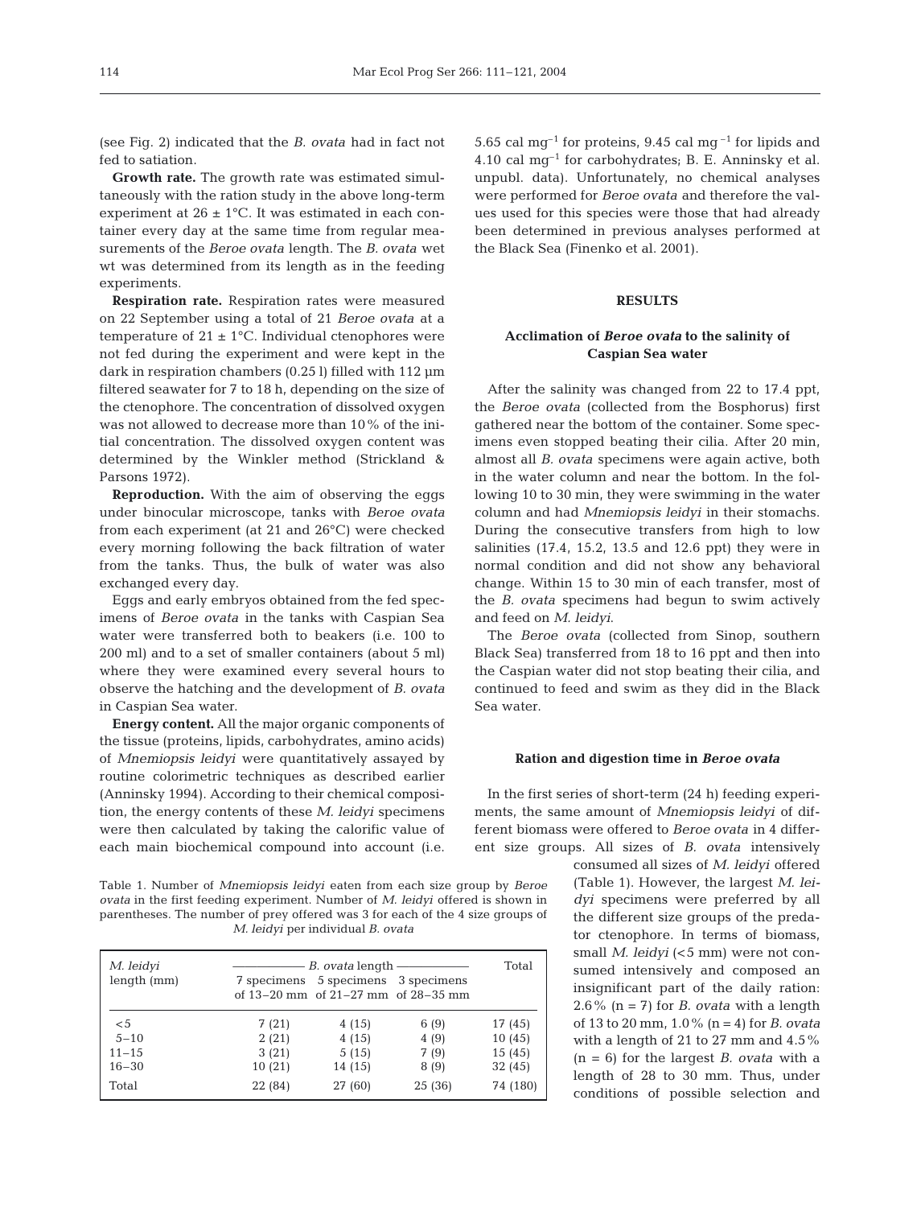(see Fig. 2) indicated that the *B. ovata* had in fact not fed to satiation.

**Growth rate.** The growth rate was estimated simultaneously with the ration study in the above long-term experiment at 26 ± 1°C. It was estimated in each container every day at the same time from regular measurements of the *Beroe ovata* length. The *B. ovata* wet wt was determined from its length as in the feeding experiments.

**Respiration rate.** Respiration rates were measured on 22 September using a total of 21 *Beroe ovata* at a temperature of 21 ± 1°C. Individual ctenophores were not fed during the experiment and were kept in the dark in respiration chambers (0.25 l) filled with 112 µm filtered seawater for 7 to 18 h, depending on the size of the ctenophore. The concentration of dissolved oxygen was not allowed to decrease more than 10% of the initial concentration. The dissolved oxygen content was determined by the Winkler method (Strickland & Parsons 1972).

**Reproduction.** With the aim of observing the eggs under binocular microscope, tanks with *Beroe ovata* from each experiment (at 21 and 26°C) were checked every morning following the back filtration of water from the tanks. Thus, the bulk of water was also exchanged every day.

Eggs and early embryos obtained from the fed specimens of *Beroe ovata* in the tanks with Caspian Sea water were transferred both to beakers (i.e. 100 to 200 ml) and to a set of smaller containers (about 5 ml) where they were examined every several hours to observe the hatching and the development of *B. ovata* in Caspian Sea water.

**Energy content.** All the major organic components of the tissue (proteins, lipids, carbohydrates, amino acids) of *Mnemiopsis leidyi* were quantitatively assayed by routine colorimetric techniques as described earlier (Anninsky 1994). According to their chemical composition, the energy contents of these *M. leidyi* specimens were then calculated by taking the calorific value of each main biochemical compound into account (i.e. 5.65 cal $mg^{-1}$ for proteins, 9.45 cal $mg^{-1}$ for lipids and 4.10 cal $mg^{-1}$ for carbohydrates; B. E. Anninsky et al. unpubl. data). Unfortunately, no chemical analyses were performed for *Beroe ovata* and therefore the values used for this species were those that had already been determined in previous analyses performed at the Black Sea (Finenko et al. 2001).

## RESULTS

### Acclimation of *Beroe ovata* to the salinity of Caspian Sea water

After the salinity was changed from 22 to 17.4 ppt, the *Beroe ovata* (collected from the Bosphorus) first gathered near the bottom of the container. Some specimens even stopped beating their cilia. After 20 min, almost all *B. ovata* specimens were again active, both in the water column and near the bottom. In the following 10 to 30 min, they were swimming in the water column and had *Mnemiopsis leidyi* in their stomachs. During the consecutive transfers from high to low salinities (17.4, 15.2, 13.5 and 12.6 ppt) they were in normal condition and did not show any behavioral change. Within 15 to 30 min of each transfer, most of the *B. ovata* specimens had begun to swim actively and feed on *M. leidyi*.

The *Beroe ovata* (collected from Sinop, southern Black Sea) transferred from 18 to 16 ppt and then into the Caspian water did not stop beating their cilia, and continued to feed and swim as they did in the Black Sea water.

### Ration and digestion time in *Beroe ovata*

In the first series of short-term (24 h) feeding experiments, the same amount of *Mnemiopsis leidyi* of different biomass were offered to *Beroe ovata* in 4 different size groups. All sizes of *B. ovata* intensively consumed all sizes of *M. leidyi* offered (Table 1). However, the largest *M. leidyi* specimens were preferred by all the different size groups of the predator ctenophore. In terms of biomass, small *M. leidyi* (<5 mm) were not consumed intensively and composed an insignificant part of the daily ration: 2.6% (n = 7) for *B. ovata* with a length of 13 to 20 mm, 1.0% (n = 4) for *B. ovata* with a length of 21 to 27 mm and 4.5% (n = 6) for the largest *B. ovata* with a length of 28 to 30 mm. Thus, under conditions of possible selection and

Table 1. Number of *Mnemiopsis leidyi* eaten from each size group by *Beroe ovata* in the first feeding experiment. Number of *M. leidyi* offered is shown in parentheses. The number of prey offered was 3 for each of the 4 size groups of *M. leidyi* per individual *B. ovata*

| *M. leidyi* length (mm) | *B. ovata* length: 7 specimens of 13–20 mm | 5 specimens of 21–27 mm | 3 specimens of 28–35 mm | Total |
|---|---|---|---|---|
| <5 | 7 (21) | 4 (15) | 6 (9) | 17 (45) |
| 5–10 | 2 (21) | 4 (15) | 4 (9) | 10 (45) |
| 11–15 | 3 (21) | 5 (15) | 7 (9) | 15 (45) |
| 16–30 | 10 (21) | 14 (15) | 8 (9) | 32 (45) |
| Total | 22 (84) | 27 (60) | 25 (36) | 74 (180) |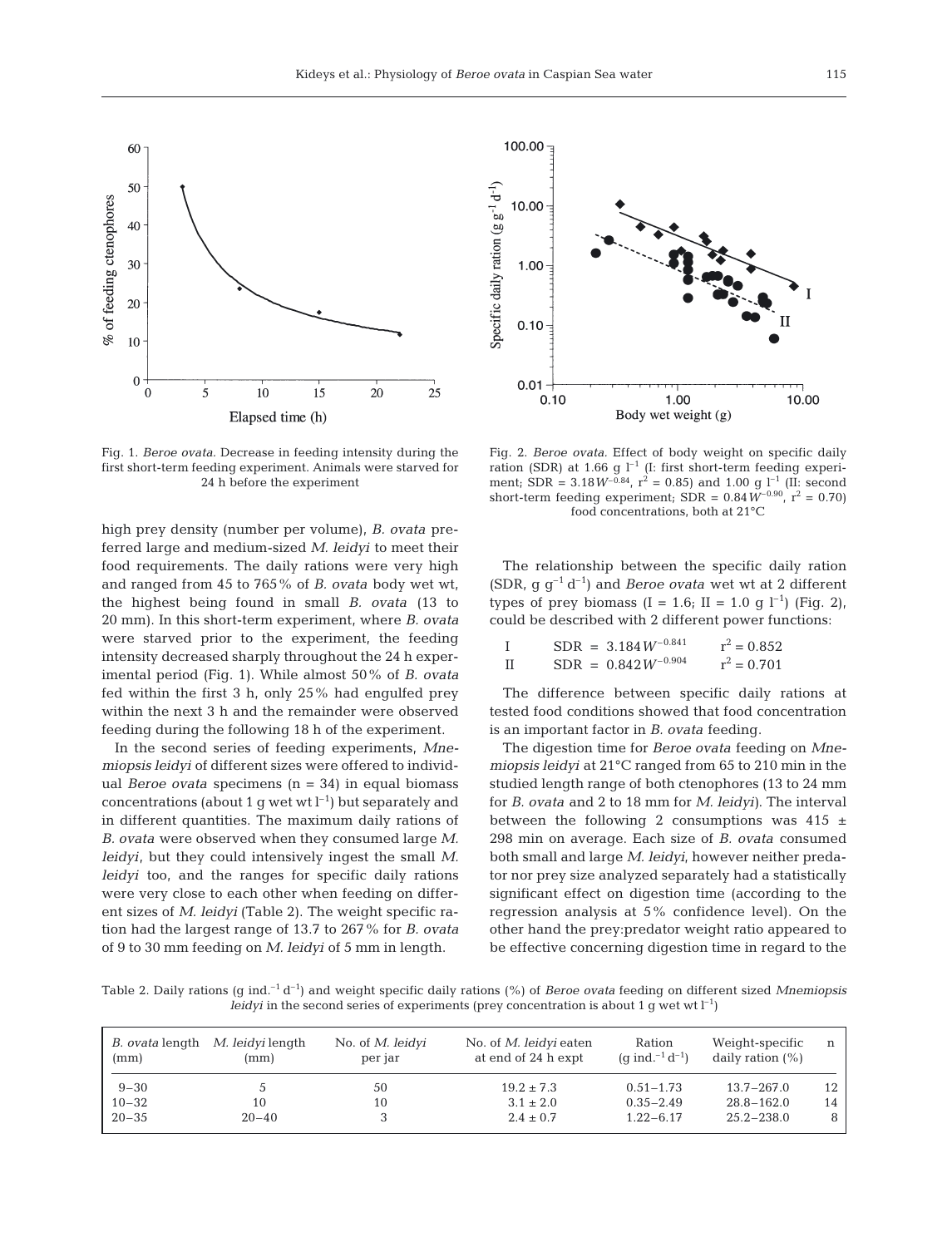Fig. 1. *Beroe ovata*. Decrease in feeding intensity during the first short-term feeding experiment. Animals were starved for 24 h before the experiment

Fig. 2. *Beroe ovata*. Effect of body weight on specific daily ration (SDR) at 1.66 g $l^{-1}$ (I: first short-term feeding experiment; SDR = $3.18W^{-0.84}$, $r^2 = 0.85$) and 1.00 g $l^{-1}$ (II: second short-term feeding experiment; SDR = $0.84W^{-0.90}$, $r^2 = 0.70$) food concentrations, both at 21°C

high prey density (number per volume), *B. ovata* preferred large and medium-sized *M. leidyi* to meet their food requirements. The daily rations were very high and ranged from 45 to 765% of *B. ovata* body wet wt, the highest being found in small *B. ovata* (13 to 20 mm). In this short-term experiment, where *B. ovata* were starved prior to the experiment, the feeding intensity decreased sharply throughout the 24 h experimental period (Fig. 1). While almost 50% of *B. ovata* fed within the first 3 h, only 25% had engulfed prey within the next 3 h and the remainder were observed feeding during the following 18 h of the experiment.

In the second series of feeding experiments, *Mnemiopsis leidyi* of different sizes were offered to individual *Beroe ovata* specimens (n = 34) in equal biomass concentrations (about 1 g wet wt $l^{-1}$) but separately and in different quantities. The maximum daily rations of *B. ovata* were observed when they consumed large *M. leidyi*, but they could intensively ingest the small *M. leidyi* too, and the ranges for specific daily rations were very close to each other when feeding on different sizes of *M. leidyi* (Table 2). The weight specific ration had the largest range of 13.7 to 267% for *B. ovata* of 9 to 30 mm feeding on *M. leidyi* of 5 mm in length.

The relationship between the specific daily ration (SDR, g $g^{-1}$ $d^{-1}$) and *Beroe ovata* wet wt at 2 different types of prey biomass (I = 1.6; II = 1.0 g $l^{-1}$) (Fig. 2), could be described with 2 different power functions:

I $\quad \text{SDR} = 3.184W^{-0.841} \quad r^2 = 0.852$

II $\quad \text{SDR} = 0.842W^{-0.904} \quad r^2 = 0.701$

The difference between specific daily rations at tested food conditions showed that food concentration is an important factor in *B. ovata* feeding.

The digestion time for *Beroe ovata* feeding on *Mnemiopsis leidyi* at 21°C ranged from 65 to 210 min in the studied length range of both ctenophores (13 to 24 mm for *B. ovata* and 2 to 18 mm for *M. leidyi*). The interval between the following 2 consumptions was 415 ± 298 min on average. Each size of *B. ovata* consumed both small and large *M. leidyi*, however neither predator nor prey size analyzed separately had a statistically significant effect on digestion time (according to the regression analysis at 5% confidence level). On the other hand the prey:predator weight ratio appeared to be effective concerning digestion time in regard to the

Table 2. Daily rations (g ind.$^{-1}$ d$^{-1}$) and weight specific daily rations (%) of *Beroe ovata* feeding on different sized *Mnemiopsis leidyi* in the second series of experiments (prey concentration is about 1 g wet wt $l^{-1}$)

| *B. ovata* length (mm) | *M. leidyi* length (mm) | No. of *M. leidyi* per jar | No. of *M. leidyi* eaten at end of 24 h expt | Ration (g ind.$^{-1}$ d$^{-1}$) | Weight-specific daily ration (%) | n |
|---|---|---|---|---|---|---|
| 9–30 | 5 | 50 | 19.2 ± 7.3 | 0.51–1.73 | 13.7–267.0 | 12 |
| 10–32 | 10 | 10 | 3.1 ± 2.0 | 0.35–2.49 | 28.8–162.0 | 14 |
| 20–35 | 20–40 | 3 | 2.4 ± 0.7 | 1.22–6.17 | 25.2–238.0 | 8 |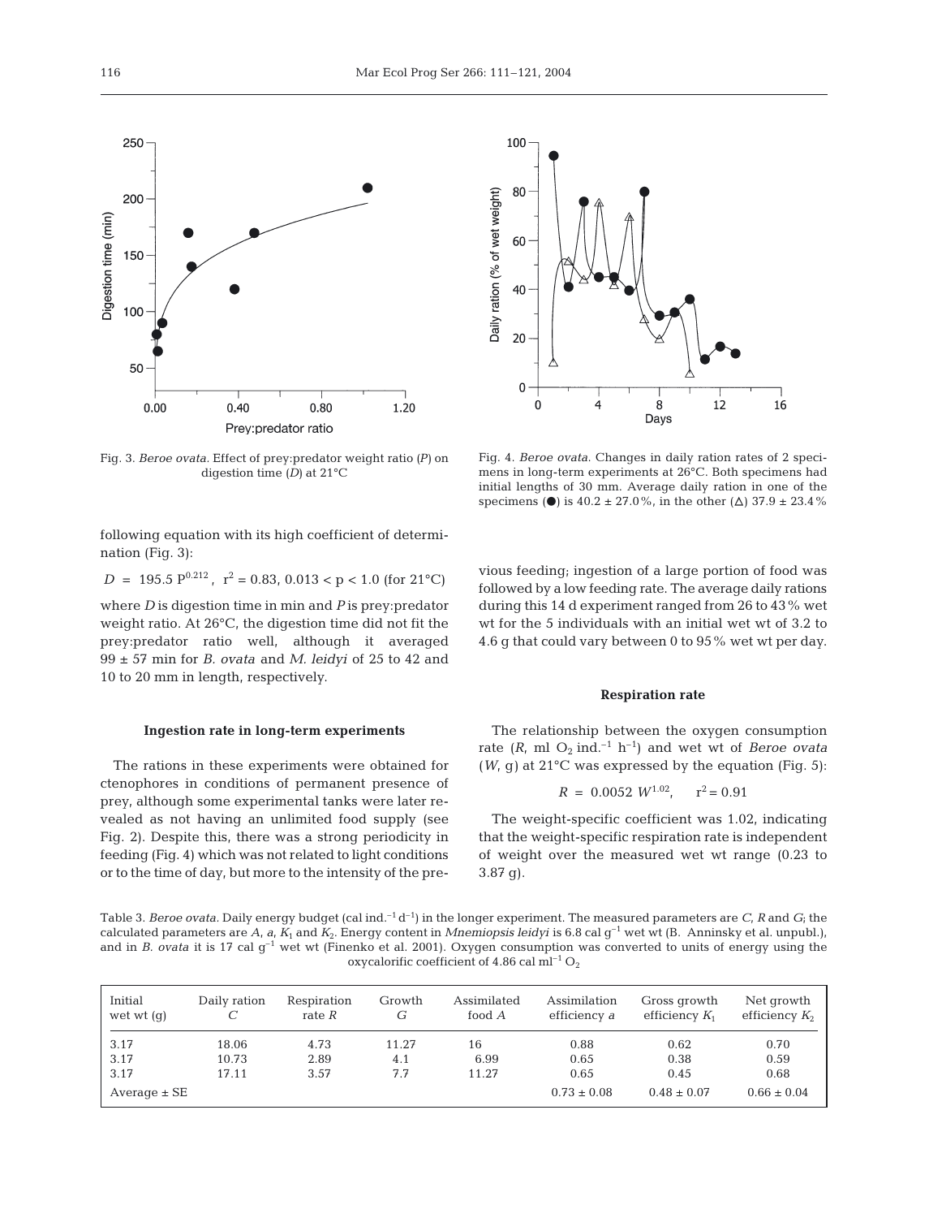Fig. 3. *Beroe ovata.* Effect of prey:predator weight ratio (*P*) on digestion time (*D*) at 21°C

Fig. 4. *Beroe ovata.* Changes in daily ration rates of 2 specimens in long-term experiments at 26°C. Both specimens had initial lengths of 30 mm. Average daily ration in one of the specimens (●) is 40.2 ± 27.0%, in the other (Δ) 37.9 ± 23.4%

following equation with its high coefficient of determination (Fig. 3):

$$D = 195.5\ P^{0.212},\ \ r^2 = 0.83,\ 0.013 < p < 1.0\ \text{(for 21°C)}$$

where *D* is digestion time in min and *P* is prey:predator weight ratio. At 26°C, the digestion time did not fit the prey:predator ratio well, although it averaged 99 ± 57 min for *B. ovata* and *M. leidyi* of 25 to 42 and 10 to 20 mm in length, respectively.

### Ingestion rate in long-term experiments

The rations in these experiments were obtained for ctenophores in conditions of permanent presence of prey, although some experimental tanks were later revealed as not having an unlimited food supply (see Fig. 2). Despite this, there was a strong periodicity in feeding (Fig. 4) which was not related to light conditions or to the time of day, but more to the intensity of the previous feeding; ingestion of a large portion of food was followed by a low feeding rate. The average daily rations during this 14 d experiment ranged from 26 to 43% wet wt for the 5 individuals with an initial wet wt of 3.2 to 4.6 g that could vary between 0 to 95% wet wt per day.

### Respiration rate

The relationship between the oxygen consumption rate (*R*, ml $O_2$ ind.$^{-1}$ h$^{-1}$) and wet wt of *Beroe ovata* (*W*, g) at 21°C was expressed by the equation (Fig. 5):

$$R = 0.0052\ W^{1.02},\quad r^2 = 0.91$$

The weight-specific coefficient was 1.02, indicating that the weight-specific respiration rate is independent of weight over the measured wet wt range (0.23 to 3.87 g).

Table 3. *Beroe ovata.* Daily energy budget (cal ind.$^{-1}$ d$^{-1}$) in the longer experiment. The measured parameters are *C*, *R* and *G*; the calculated parameters are *A*, *a*, $K_1$ and $K_2$. Energy content in *Mnemiopsis leidyi* is 6.8 cal g$^{-1}$ wet wt (B. Anninsky et al. unpubl.), and in *B. ovata* it is 17 cal g$^{-1}$ wet wt (Finenko et al. 2001). Oxygen consumption was converted to units of energy using the oxycalorific coefficient of 4.86 cal ml$^{-1}$ $O_2$

| Initial wet wt (g) | Daily ration *C* | Respiration rate *R* | Growth *G* | Assimilated food *A* | Assimilation efficiency *a* | Gross growth efficiency $K_1$ | Net growth efficiency $K_2$ |
|---|---|---|---|---|---|---|---|
| 3.17 | 18.06 | 4.73 | 11.27 | 16 | 0.88 | 0.62 | 0.70 |
| 3.17 | 10.73 | 2.89 | 4.1 | 6.99 | 0.65 | 0.38 | 0.59 |
| 3.17 | 17.11 | 3.57 | 7.7 | 11.27 | 0.65 | 0.45 | 0.68 |
| Average ± SE | | | | | 0.73 ± 0.08 | 0.48 ± 0.07 | 0.66 ± 0.04 |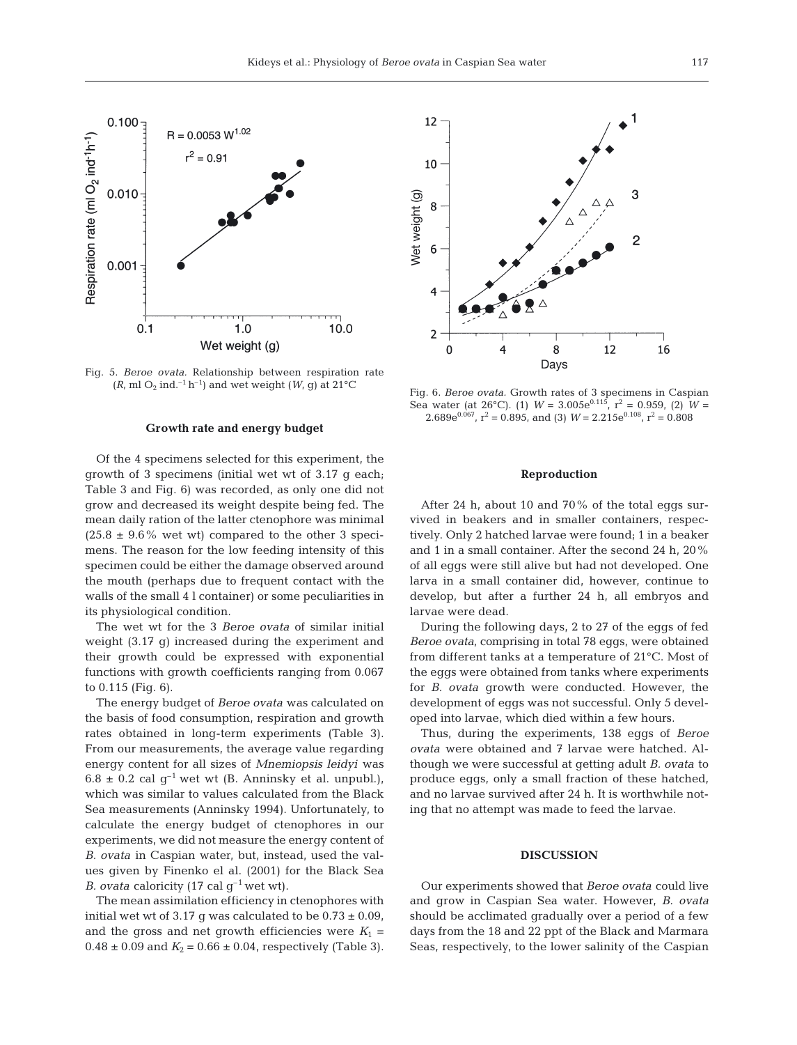Fig. 5. *Beroe ovata*. Relationship between respiration rate ($R$, ml $O_2$ ind.$^{-1}$ h$^{-1}$) and wet weight ($W$, g) at 21°C

Fig. 6. *Beroe ovata*. Growth rates of 3 specimens in Caspian Sea water (at 26°C). (1) $W = 3.005e^{0.115}$, $r^2 = 0.959$, (2) $W = 2.689e^{0.067}$, $r^2 = 0.895$, and (3) $W = 2.215e^{0.108}$, $r^2 = 0.808$

### Growth rate and energy budget

Of the 4 specimens selected for this experiment, the growth of 3 specimens (initial wet wt of 3.17 g each; Table 3 and Fig. 6) was recorded, as only one did not grow and decreased its weight despite being fed. The mean daily ration of the latter ctenophore was minimal (25.8 ± 9.6% wet wt) compared to the other 3 specimens. The reason for the low feeding intensity of this specimen could be either the damage observed around the mouth (perhaps due to frequent contact with the walls of the small 4 l container) or some peculiarities in its physiological condition.

The wet wt for the 3 *Beroe ovata* of similar initial weight (3.17 g) increased during the experiment and their growth could be expressed with exponential functions with growth coefficients ranging from 0.067 to 0.115 (Fig. 6).

The energy budget of *Beroe ovata* was calculated on the basis of food consumption, respiration and growth rates obtained in long-term experiments (Table 3). From our measurements, the average value regarding energy content for all sizes of *Mnemiopsis leidyi* was 6.8 ± 0.2 cal g$^{-1}$ wet wt (B. Anninsky et al. unpubl.), which was similar to values calculated from the Black Sea measurements (Anninsky 1994). Unfortunately, to calculate the energy budget of ctenophores in our experiments, we did not measure the energy content of *B. ovata* in Caspian water, but, instead, used the values given by Finenko el al. (2001) for the Black Sea *B. ovata* caloricity (17 cal g$^{-1}$ wet wt).

The mean assimilation efficiency in ctenophores with initial wet wt of 3.17 g was calculated to be 0.73 ± 0.09, and the gross and net growth efficiencies were $K_1 = 0.48 \pm 0.09$ and $K_2 = 0.66 \pm 0.04$, respectively (Table 3).

### Reproduction

After 24 h, about 10 and 70% of the total eggs survived in beakers and in smaller containers, respectively. Only 2 hatched larvae were found; 1 in a beaker and 1 in a small container. After the second 24 h, 20% of all eggs were still alive but had not developed. One larva in a small container did, however, continue to develop, but after a further 24 h, all embryos and larvae were dead.

During the following days, 2 to 27 of the eggs of fed *Beroe ovata*, comprising in total 78 eggs, were obtained from different tanks at a temperature of 21°C. Most of the eggs were obtained from tanks where experiments for *B. ovata* growth were conducted. However, the development of eggs was not successful. Only 5 developed into larvae, which died within a few hours.

Thus, during the experiments, 138 eggs of *Beroe ovata* were obtained and 7 larvae were hatched. Although we were successful at getting adult *B. ovata* to produce eggs, only a small fraction of these hatched, and no larvae survived after 24 h. It is worthwhile noting that no attempt was made to feed the larvae.

## DISCUSSION

Our experiments showed that *Beroe ovata* could live and grow in Caspian Sea water. However, *B. ovata* should be acclimated gradually over a period of a few days from the 18 and 22 ppt of the Black and Marmara Seas, respectively, to the lower salinity of the Caspian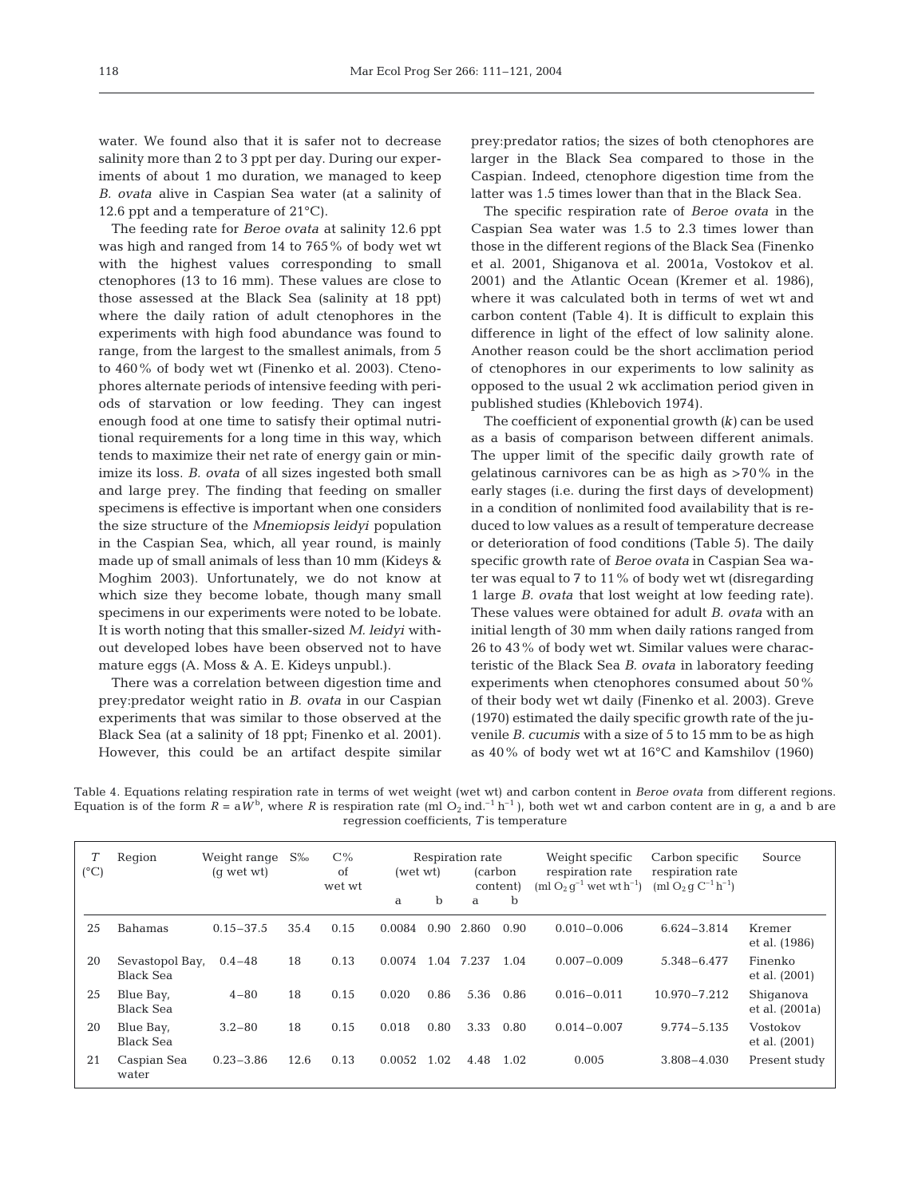water. We found also that it is safer not to decrease salinity more than 2 to 3 ppt per day. During our experiments of about 1 mo duration, we managed to keep *B. ovata* alive in Caspian Sea water (at a salinity of 12.6 ppt and a temperature of 21°C).

The feeding rate for *Beroe ovata* at salinity 12.6 ppt was high and ranged from 14 to 765% of body wet wt with the highest values corresponding to small ctenophores (13 to 16 mm). These values are close to those assessed at the Black Sea (salinity at 18 ppt) where the daily ration of adult ctenophores in the experiments with high food abundance was found to range, from the largest to the smallest animals, from 5 to 460% of body wet wt (Finenko et al. 2003). Ctenophores alternate periods of intensive feeding with periods of starvation or low feeding. They can ingest enough food at one time to satisfy their optimal nutritional requirements for a long time in this way, which tends to maximize their net rate of energy gain or minimize its loss. *B. ovata* of all sizes ingested both small and large prey. The finding that feeding on smaller specimens is effective is important when one considers the size structure of the *Mnemiopsis leidyi* population in the Caspian Sea, which, all year round, is mainly made up of small animals of less than 10 mm (Kideys & Moghim 2003). Unfortunately, we do not know at which size they become lobate, though many small specimens in our experiments were noted to be lobate. It is worth noting that this smaller-sized *M. leidyi* without developed lobes have been observed not to have mature eggs (A. Moss & A. E. Kideys unpubl.).

There was a correlation between digestion time and prey:predator weight ratio in *B. ovata* in our Caspian experiments that was similar to those observed at the Black Sea (at a salinity of 18 ppt; Finenko et al. 2001). However, this could be an artifact despite similar prey:predator ratios; the sizes of both ctenophores are larger in the Black Sea compared to those in the Caspian. Indeed, ctenophore digestion time from the latter was 1.5 times lower than that in the Black Sea.

The specific respiration rate of *Beroe ovata* in the Caspian Sea water was 1.5 to 2.3 times lower than those in the different regions of the Black Sea (Finenko et al. 2001, Shiganova et al. 2001a, Vostokov et al. 2001) and the Atlantic Ocean (Kremer et al. 1986), where it was calculated both in terms of wet wt and carbon content (Table 4). It is difficult to explain this difference in light of the effect of low salinity alone. Another reason could be the short acclimation period of ctenophores in our experiments to low salinity as opposed to the usual 2 wk acclimation period given in published studies (Khlebovich 1974).

The coefficient of exponential growth ($k$) can be used as a basis of comparison between different animals. The upper limit of the specific daily growth rate of gelatinous carnivores can be as high as >70% in the early stages (i.e. during the first days of development) in a condition of nonlimited food availability that is reduced to low values as a result of temperature decrease or deterioration of food conditions (Table 5). The daily specific growth rate of *Beroe ovata* in Caspian Sea water was equal to 7 to 11% of body wet wt (disregarding 1 large *B. ovata* that lost weight at low feeding rate). These values were obtained for adult *B. ovata* with an initial length of 30 mm when daily rations ranged from 26 to 43% of body wet wt. Similar values were characteristic of the Black Sea *B. ovata* in laboratory feeding experiments when ctenophores consumed about 50% of their body wet wt daily (Finenko et al. 2003). Greve (1970) estimated the daily specific growth rate of the juvenile *B. cucumis* with a size of 5 to 15 mm to be as high as 40% of body wet wt at 16°C and Kamshilov (1960)

Table 4. Equations relating respiration rate in terms of wet weight (wet wt) and carbon content in *Beroe ovata* from different regions. Equation is of the form $R = aW^b$, where $R$ is respiration rate (ml $O_2$ ind.$^{-1}$ h$^{-1}$), both wet wt and carbon content are in g, a and b are regression coefficients, $T$ is temperature

| $T$ (°C) | Region | Weight range (g wet wt) | S‰ | C% of wet wt | Respiration rate (wet wt) | | Respiration rate (carbon content) | | Weight specific respiration rate (ml $O_2$ g$^{-1}$ wet wt h$^{-1}$) | Carbon specific respiration rate (ml $O_2$ g C$^{-1}$ h$^{-1}$) | Source |
|---|---|---|---|---|---|---|---|---|---|---|---|
| | | | | | a | b | a | b | | | |
| 25 | Bahamas | 0.15–37.5 | 35.4 | 0.15 | 0.0084 | 0.90 | 2.860 | 0.90 | 0.010–0.006 | 6.624–3.814 | Kremer et al. (1986) |
| 20 | Sevastopol Bay, Black Sea | 0.4–48 | 18 | 0.13 | 0.0074 | 1.04 | 7.237 | 1.04 | 0.007–0.009 | 5.348–6.477 | Finenko et al. (2001) |
| 25 | Blue Bay, Black Sea | 4–80 | 18 | 0.15 | 0.020 | 0.86 | 5.36 | 0.86 | 0.016–0.011 | 10.970–7.212 | Shiganova et al. (2001a) |
| 20 | Blue Bay, Black Sea | 3.2–80 | 18 | 0.15 | 0.018 | 0.80 | 3.33 | 0.80 | 0.014–0.007 | 9.774–5.135 | Vostokov et al. (2001) |
| 21 | Caspian Sea water | 0.23–3.86 | 12.6 | 0.13 | 0.0052 | 1.02 | 4.48 | 1.02 | 0.005 | 3.808–4.030 | Present study |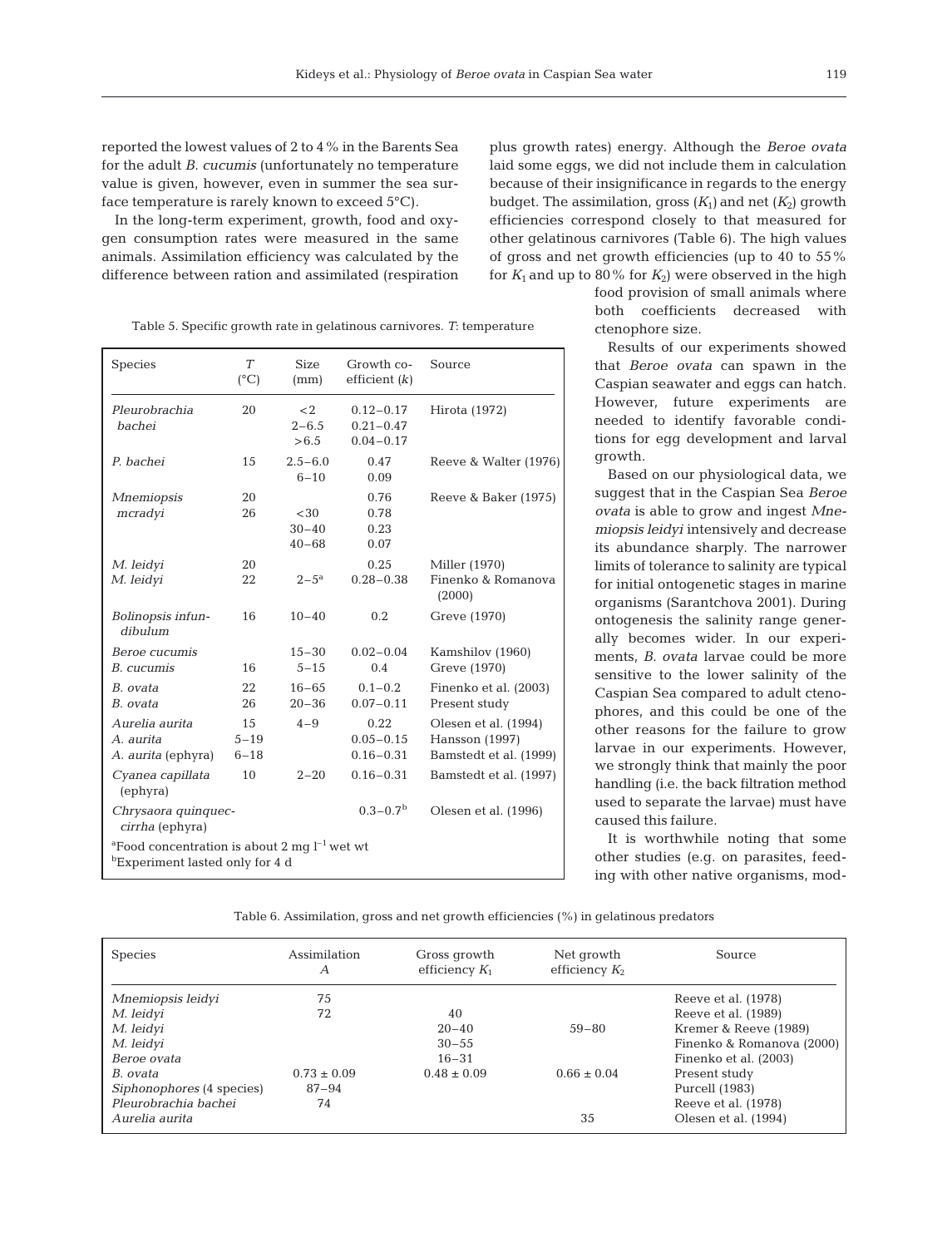reported the lowest values of 2 to 4% in the Barents Sea for the adult *B. cucumis* (unfortunately no temperature value is given, however, even in summer the sea surface temperature is rarely known to exceed 5°C).

In the long-term experiment, growth, food and oxygen consumption rates were measured in the same animals. Assimilation efficiency was calculated by the difference between ration and assimilated (respiration plus growth rates) energy. Although the *Beroe ovata* laid some eggs, we did not include them in calculation because of their insignificance in regards to the energy budget. The assimilation, gross ($K_1$) and net ($K_2$) growth efficiencies correspond closely to that measured for other gelatinous carnivores (Table 6). The high values of gross and net growth efficiencies (up to 40 to 55% for $K_1$ and up to 80% for $K_2$) were observed in the high food provision of small animals where both coefficients decreased with ctenophore size.

Table 5. Specific growth rate in gelatinous carnivores. *T*: temperature

| Species | *T* (°C) | Size (mm) | Growth coefficient (*k*) | Source |
|---|---|---|---|---|
| *Pleurobrachia bachei* | 20 | <2 | 0.12–0.17 | Hirota (1972) |
| | | 2–6.5 | 0.21–0.47 | |
| | | >6.5 | 0.04–0.17 | |
| *P. bachei* | 15 | 2.5–6.0 | 0.47 | Reeve & Walter (1976) |
| | | 6–10 | 0.09 | |
| *Mnemiopsis mcradyi* | 20 | | 0.76 | Reeve & Baker (1975) |
| | 26 | <30 | 0.78 | |
| | | 30–40 | 0.23 | |
| | | 40–68 | 0.07 | |
| *M. leidyi* | 20 | | 0.25 | Miller (1970) |
| *M. leidyi* | 22 | 2–5[a] | 0.28–0.38 | Finenko & Romanova (2000) |
| *Bolinopsis infundibulum* | 16 | 10–40 | 0.2 | Greve (1970) |
| *Beroe cucumis* | | 15–30 | 0.02–0.04 | Kamshilov (1960) |
| *B. cucumis* | 16 | 5–15 | 0.4 | Greve (1970) |
| *B. ovata* | 22 | 16–65 | 0.1–0.2 | Finenko et al. (2003) |
| *B. ovata* | 26 | 20–36 | 0.07–0.11 | Present study |
| *Aurelia aurita* | 15 | 4–9 | 0.22 | Olesen et al. (1994) |
| *A. aurita* | 5–19 | | 0.05–0.15 | Hansson (1997) |
| *A. aurita* (ephyra) | 6–18 | | 0.16–0.31 | Bamstedt et al. (1999) |
| *Cyanea capillata* (ephyra) | 10 | 2–20 | 0.16–0.31 | Bamstedt et al. (1997) |
| *Chrysaora quinquecirrha* (ephyra) | | | 0.3–0.7[b] | Olesen et al. (1996) |

[a]Food concentration is about 2 mg $l^{-1}$ wet wt
[b]Experiment lasted only for 4 d

Results of our experiments showed that *Beroe ovata* can spawn in the Caspian seawater and eggs can hatch. However, future experiments are needed to identify favorable conditions for egg development and larval growth.

Based on our physiological data, we suggest that in the Caspian Sea *Beroe ovata* is able to grow and ingest *Mnemiopsis leidyi* intensively and decrease its abundance sharply. The narrower limits of tolerance to salinity are typical for initial ontogenetic stages in marine organisms (Sarantchova 2001). During ontogenesis the salinity range generally becomes wider. In our experiments, *B. ovata* larvae could be more sensitive to the lower salinity of the Caspian Sea compared to adult ctenophores, and this could be one of the other reasons for the failure to grow larvae in our experiments. However, we strongly think that mainly the poor handling (i.e. the back filtration method used to separate the larvae) must have caused this failure.

It is worthwhile noting that some other studies (e.g. on parasites, feeding with other native organisms, mod-

Table 6. Assimilation, gross and net growth efficiencies (%) in gelatinous predators

| Species | Assimilation *A* | Gross growth efficiency $K_1$ | Net growth efficiency $K_2$ | Source |
|---|---|---|---|---|
| *Mnemiopsis leidyi* | 75 | | | Reeve et al. (1978) |
| *M. leidyi* | 72 | 40 | | Reeve et al. (1989) |
| *M. leidyi* | | 20–40 | 59–80 | Kremer & Reeve (1989) |
| *M. leidyi* | | 30–55 | | Finenko & Romanova (2000) |
| *Beroe ovata* | | 16–31 | | Finenko et al. (2003) |
| *B. ovata* | 0.73 ± 0.09 | 0.48 ± 0.09 | 0.66 ± 0.04 | Present study |
| *Siphonophores* (4 species) | 87–94 | | | Purcell (1983) |
| *Pleurobrachia bachei* | 74 | | | Reeve et al. (1978) |
| *Aurelia aurita* | | | 35 | Olesen et al. (1994) |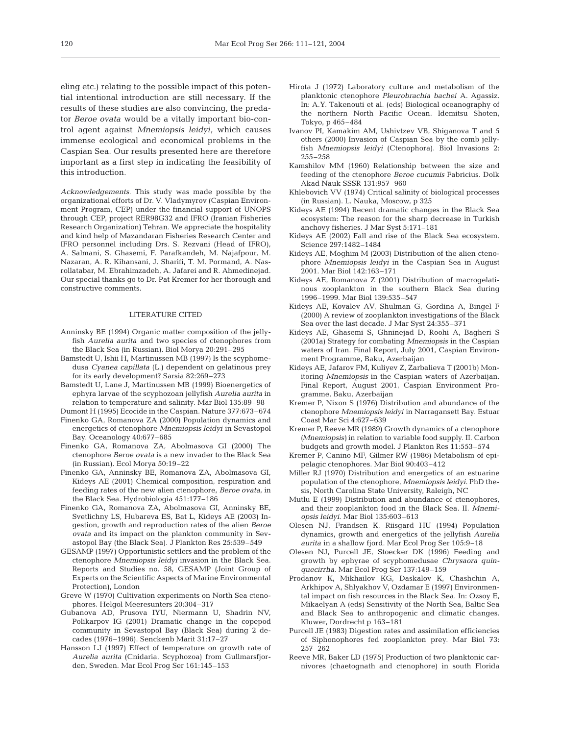eling etc.) relating to the possible impact of this potential intentional introduction are still necessary. If the results of these studies are also convincing, the predator *Beroe ovata* would be a vitally important bio-control agent against *Mnemiopsis leidyi*, which causes immense ecological and economical problems in the Caspian Sea. Our results presented here are therefore important as a first step in indicating the feasibility of this introduction.

*Acknowledgements.* This study was made possible by the organizational efforts of Dr. V. Vladymyrov (Caspian Environment Program, CEP) under the financial support of UNOPS through CEP, project RER98G32 and IFRO (Iranian Fisheries Research Organization) Tehran. We appreciate the hospitality and kind help of Mazandaran Fisheries Research Center and IFRO personnel including Drs. S. Rezvani (Head of IFRO), A. Salmani, S. Ghasemi, F. Parafkandeh, M. Najafpour, M. Nazaran, A. R. Kihansani, J. Sharifi, T. M. Pormand, A. Nasrollatabar, M. Ebrahimzadeh, A. Jafarei and R. Ahmedinejad. Our special thanks go to Dr. Pat Kremer for her thorough and constructive comments.

## LITERATURE CITED

- Anninsky BE (1994) Organic matter composition of the jellyfish *Aurelia aurita* and two species of ctenophores from the Black Sea (in Russian). Biol Morya 20:291–295
- Bamstedt U, Ishii H, Martinussen MB (1997) Is the scyphomedusa *Cyanea capillata* (L.) dependent on gelatinous prey for its early development? Sarsia 82:269–273
- Bamstedt U, Lane J, Martinussen MB (1999) Bioenergetics of ephyra larvae of the scyphozoan jellyfish *Aurelia aurita* in relation to temperature and salinity. Mar Biol 135:89–98
- Dumont H (1995) Ecocide in the Caspian. Nature 377:673–674
- Finenko GA, Romanova ZA (2000) Population dynamics and energetics of ctenophore *Mnemiopsis leidyi* in Sevastopol Bay. Oceanology 40:677–685
- Finenko GA, Romanova ZA, Abolmasova GI (2000) The ctenophore *Beroe ovata* is a new invader to the Black Sea (in Russian). Ecol Morya 50:19–22
- Finenko GA, Anninsky BE, Romanova ZA, Abolmasova GI, Kideys AE (2001) Chemical composition, respiration and feeding rates of the new alien ctenophore, *Beroe ovata*, in the Black Sea. Hydrobiologia 451:177–186
- Finenko GA, Romanova ZA, Abolmasova GI, Anninsky BE, Svetlichny LS, Hubareva ES, Bat L, Kideys AE (2003) Ingestion, growth and reproduction rates of the alien *Beroe ovata* and its impact on the plankton community in Sevastopol Bay (the Black Sea). J Plankton Res 25:539–549
- GESAMP (1997) Opportunistic settlers and the problem of the ctenophore *Mnemiopsis leidyi* invasion in the Black Sea. Reports and Studies no. 58, GESAMP (Joint Group of Experts on the Scientific Aspects of Marine Environmental Protection), London
- Greve W (1970) Cultivation experiments on North Sea ctenophores. Helgol Meeresunters 20:304–317
- Gubanova AD, Prusova IYU, Niermann U, Shadrin NV, Polikarpov IG (2001) Dramatic change in the copepod community in Sevastopol Bay (Black Sea) during 2 decades (1976–1996). Senckenb Marit 31:17–27
- Hansson LJ (1997) Effect of temperature on growth rate of *Aurelia aurita* (Cnidaria, Scyphozoa) from Gullmarsfjorden, Sweden. Mar Ecol Prog Ser 161:145–153
- Hirota J (1972) Laboratory culture and metabolism of the planktonic ctenophore *Pleurobrachia bachei* A. Agassiz. In: A.Y. Takenouti et al. (eds) Biological oceanography of the northern North Pacific Ocean. Idemitsu Shoten, Tokyo, p 465–484
- Ivanov PI, Kamakim AM, Ushivtzev VB, Shiganova T and 5 others (2000) Invasion of Caspian Sea by the comb jellyfish *Mnemiopsis leidyi* (Ctenophora). Biol Invasions 2: 255–258
- Kamshilov MM (1960) Relationship between the size and feeding of the ctenophore *Beroe cucumis* Fabricius. Dolk Akad Nauk SSSR 131:957–960
- Khlebovich VV (1974) Critical salinity of biological processes (in Russian). L. Nauka, Moscow, p 325
- Kideys AE (1994) Recent dramatic changes in the Black Sea ecosystem: The reason for the sharp decrease in Turkish anchovy fisheries. J Mar Syst 5:171–181
- Kideys AE (2002) Fall and rise of the Black Sea ecosystem. Science 297:1482–1484
- Kideys AE, Moghim M (2003) Distribution of the alien ctenophore *Mnemiopsis leidyi* in the Caspian Sea in August 2001. Mar Biol 142:163–171
- Kideys AE, Romanova Z (2001) Distribution of macrogelatinous zooplankton in the southern Black Sea during 1996–1999. Mar Biol 139:535–547
- Kideys AE, Kovalev AV, Shulman G, Gordina A, Bingel F (2000) A review of zooplankton investigations of the Black Sea over the last decade. J Mar Syst 24:355–371
- Kideys AE, Ghasemi S, Ghninejad D, Roohi A, Bagheri S (2001a) Strategy for combating *Mnemiopsis* in the Caspian waters of Iran. Final Report, July 2001, Caspian Environment Programme, Baku, Azerbaijan
- Kideys AE, Jafarov FM, Kuliyev Z, Zarbalieva T (2001b) Monitoring *Mnemiopsis* in the Caspian waters of Azerbaijan. Final Report, August 2001, Caspian Environment Programme, Baku, Azerbaijan
- Kremer P, Nixon S (1976) Distribution and abundance of the ctenophore *Mnemiopsis leidyi* in Narragansett Bay. Estuar Coast Mar Sci 4:627–639
- Kremer P, Reeve MR (1989) Growth dynamics of a ctenophore (*Mnemiopsis*) in relation to variable food supply. II. Carbon budgets and growth model. J Plankton Res 11:553–574
- Kremer P, Canino MF, Gilmer RW (1986) Metabolism of epipelagic ctenophores. Mar Biol 90:403–412
- Miller RJ (1970) Distribution and energetics of an estuarine population of the ctenophore, *Mnemiopsis leidyi*. PhD thesis, North Carolina State University, Raleigh, NC
- Mutlu E (1999) Distribution and abundance of ctenophores, and their zooplankton food in the Black Sea. II. *Mnemiopsis leidyi*. Mar Biol 135:603–613
- Olesen NJ, Frandsen K, Riisgard HU (1994) Population dynamics, growth and energetics of the jellyfish *Aurelia aurita* in a shallow fjord. Mar Ecol Prog Ser 105:9–18
- Olesen NJ, Purcell JE, Stoecker DK (1996) Feeding and growth by ephyrae of scyphomedusae *Chrysaora quinquecirrha*. Mar Ecol Prog Ser 137:149–159
- Prodanov K, Mikhailov KG, Daskalov K, Chashchin A, Arkhipov A, Shlyakhov V, Ozdamar E (1997) Environmental impact on fish resources in the Black Sea. In: Ozsoy E, Mikaelyan A (eds) Sensitivity of the North Sea, Baltic Sea and Black Sea to anthropogenic and climatic changes. Kluwer, Dordrecht p 163–181
- Purcell JE (1983) Digestion rates and assimilation efficiencies of Siphonophores fed zooplankton prey. Mar Biol 73: 257–262
- Reeve MR, Baker LD (1975) Production of two planktonic carnivores (chaetognath and ctenophore) in south Florida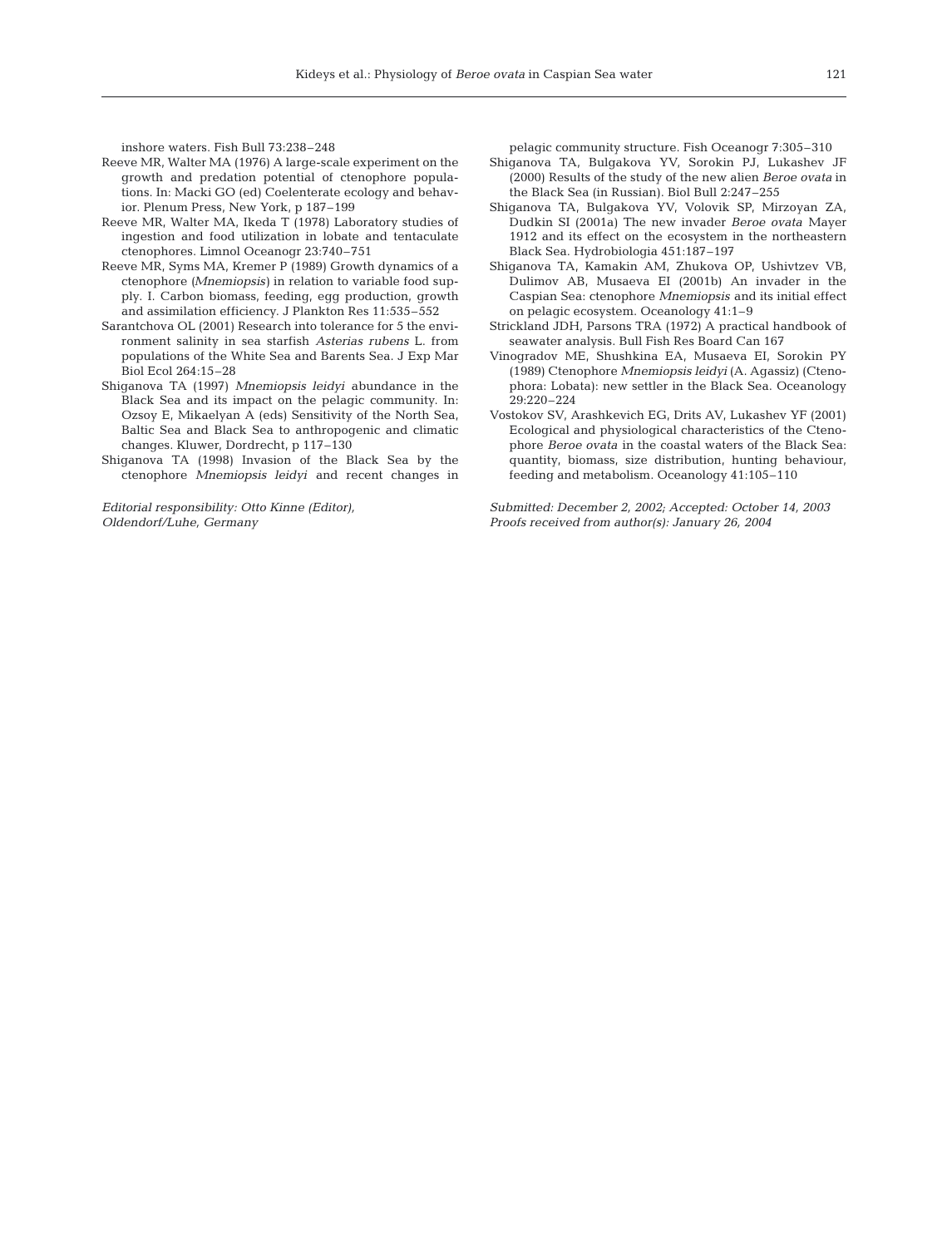inshore waters. Fish Bull 73:238–248

Reeve MR, Walter MA (1976) A large-scale experiment on the growth and predation potential of ctenophore populations. In: Macki GO (ed) Coelenterate ecology and behavior. Plenum Press, New York, p 187–199

Reeve MR, Walter MA, Ikeda T (1978) Laboratory studies of ingestion and food utilization in lobate and tentaculate ctenophores. Limnol Oceanogr 23:740–751

Reeve MR, Syms MA, Kremer P (1989) Growth dynamics of a ctenophore (*Mnemiopsis*) in relation to variable food supply. I. Carbon biomass, feeding, egg production, growth and assimilation efficiency. J Plankton Res 11:535–552

Sarantchova OL (2001) Research into tolerance for 5 the environment salinity in sea starfish *Asterias rubens* L. from populations of the White Sea and Barents Sea. J Exp Mar Biol Ecol 264:15–28

Shiganova TA (1997) *Mnemiopsis leidyi* abundance in the Black Sea and its impact on the pelagic community. In: Ozsoy E, Mikaelyan A (eds) Sensitivity of the North Sea, Baltic Sea and Black Sea to anthropogenic and climatic changes. Kluwer, Dordrecht, p 117–130

Shiganova TA (1998) Invasion of the Black Sea by the ctenophore *Mnemiopsis leidyi* and recent changes in pelagic community structure. Fish Oceanogr 7:305–310

Shiganova TA, Bulgakova YV, Sorokin PJ, Lukashev JF (2000) Results of the study of the new alien *Beroe ovata* in the Black Sea (in Russian). Biol Bull 2:247–255

Shiganova TA, Bulgakova YV, Volovik SP, Mirzoyan ZA, Dudkin SI (2001a) The new invader *Beroe ovata* Mayer 1912 and its effect on the ecosystem in the northeastern Black Sea. Hydrobiologia 451:187–197

Shiganova TA, Kamakin AM, Zhukova OP, Ushivtzev VB, Dulimov AB, Musaeva EI (2001b) An invader in the Caspian Sea: ctenophore *Mnemiopsis* and its initial effect on pelagic ecosystem. Oceanology 41:1–9

Strickland JDH, Parsons TRA (1972) A practical handbook of seawater analysis. Bull Fish Res Board Can 167

Vinogradov ME, Shushkina EA, Musaeva EI, Sorokin PY (1989) Ctenophore *Mnemiopsis leidyi* (A. Agassiz) (Ctenophora: Lobata): new settler in the Black Sea. Oceanology 29:220–224

Vostokov SV, Arashkevich EG, Drits AV, Lukashev YF (2001) Ecological and physiological characteristics of the Ctenophore *Beroe ovata* in the coastal waters of the Black Sea: quantity, biomass, size distribution, hunting behaviour, feeding and metabolism. Oceanology 41:105–110

*Editorial responsibility: Otto Kinne (Editor), Oldendorf/Luhe, Germany*

*Submitted: December 2, 2002; Accepted: October 14, 2003*
*Proofs received from author(s): January 26, 2004*